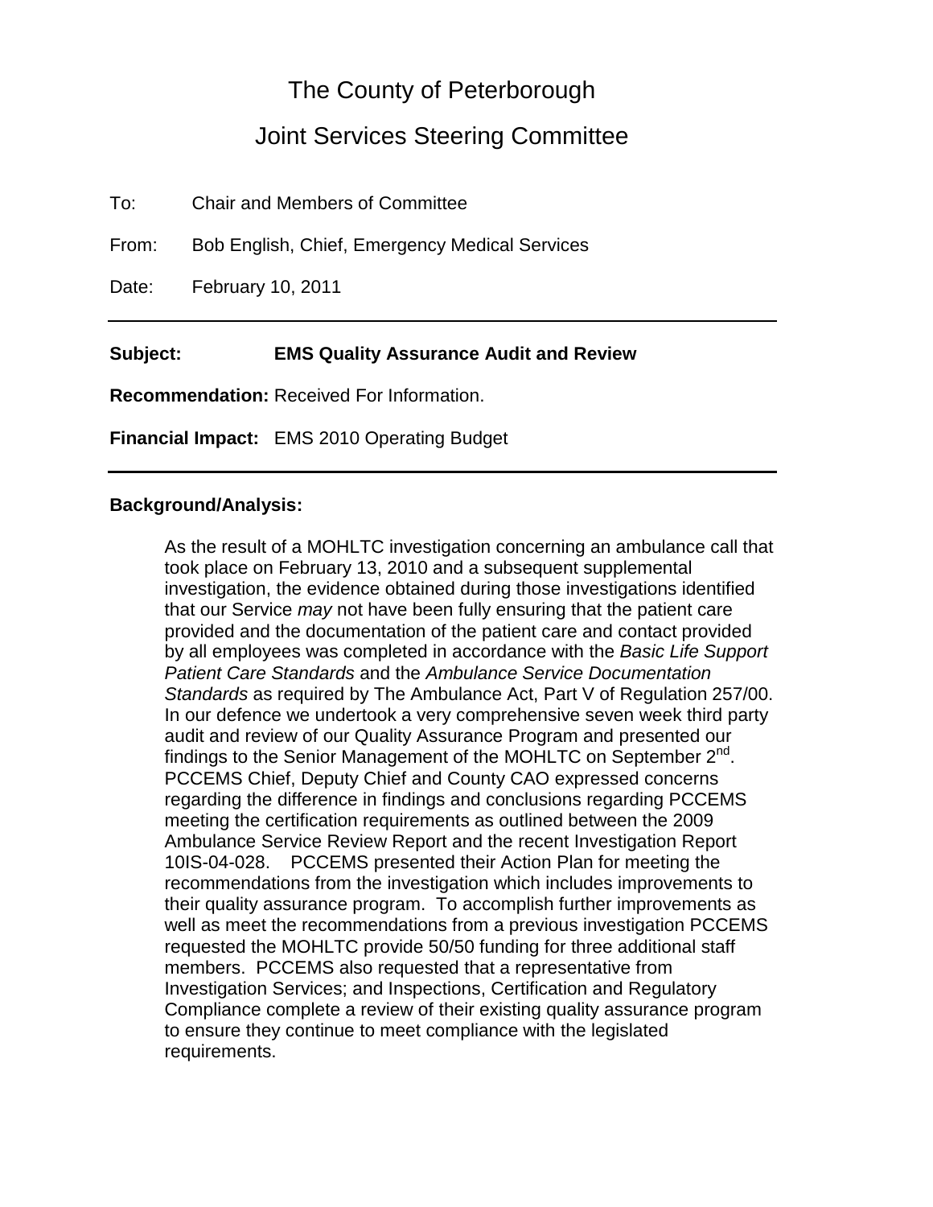# The County of Peterborough

## Joint Services Steering Committee

To: Chair and Members of Committee

From: Bob English, Chief, Emergency Medical Services

Date: February 10, 2011

---

**Subject:** **EMS Quality Assurance Audit and Review**

**Recommendation:** Received For Information.

**Financial Impact:** EMS 2010 Operating Budget

---

**Background/Analysis:**

As the result of a MOHLTC investigation concerning an ambulance call that took place on February 13, 2010 and a subsequent supplemental investigation, the evidence obtained during those investigations identified that our Service *may* not have been fully ensuring that the patient care provided and the documentation of the patient care and contact provided by all employees was completed in accordance with the *Basic Life Support Patient Care Standards* and the *Ambulance Service Documentation Standards* as required by The Ambulance Act, Part V of Regulation 257/00. In our defence we undertook a very comprehensive seven week third party audit and review of our Quality Assurance Program and presented our findings to the Senior Management of the MOHLTC on September 2nd. PCCEMS Chief, Deputy Chief and County CAO expressed concerns regarding the difference in findings and conclusions regarding PCCEMS meeting the certification requirements as outlined between the 2009 Ambulance Service Review Report and the recent Investigation Report 10IS-04-028. PCCEMS presented their Action Plan for meeting the recommendations from the investigation which includes improvements to their quality assurance program. To accomplish further improvements as well as meet the recommendations from a previous investigation PCCEMS requested the MOHLTC provide 50/50 funding for three additional staff members. PCCEMS also requested that a representative from Investigation Services; and Inspections, Certification and Regulatory Compliance complete a review of their existing quality assurance program to ensure they continue to meet compliance with the legislated requirements.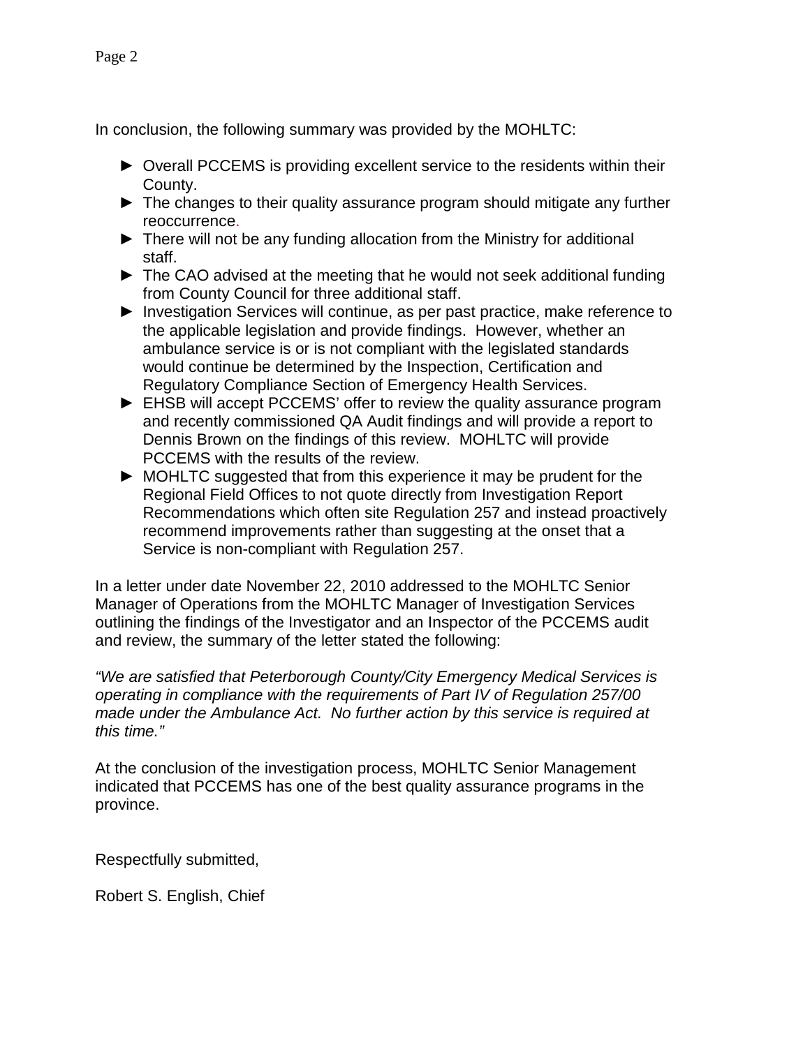In conclusion, the following summary was provided by the MOHLTC:

- ► Overall PCCEMS is providing excellent service to the residents within their County.
- ► The changes to their quality assurance program should mitigate any further reoccurrence.
- ► There will not be any funding allocation from the Ministry for additional staff.
- ► The CAO advised at the meeting that he would not seek additional funding from County Council for three additional staff.
- ► Investigation Services will continue, as per past practice, make reference to the applicable legislation and provide findings. However, whether an ambulance service is or is not compliant with the legislated standards would continue be determined by the Inspection, Certification and Regulatory Compliance Section of Emergency Health Services.
- ► EHSB will accept PCCEMS' offer to review the quality assurance program and recently commissioned QA Audit findings and will provide a report to Dennis Brown on the findings of this review. MOHLTC will provide PCCEMS with the results of the review.
- ► MOHLTC suggested that from this experience it may be prudent for the Regional Field Offices to not quote directly from Investigation Report Recommendations which often site Regulation 257 and instead proactively recommend improvements rather than suggesting at the onset that a Service is non-compliant with Regulation 257.

In a letter under date November 22, 2010 addressed to the MOHLTC Senior Manager of Operations from the MOHLTC Manager of Investigation Services outlining the findings of the Investigator and an Inspector of the PCCEMS audit and review, the summary of the letter stated the following:

*"We are satisfied that Peterborough County/City Emergency Medical Services is operating in compliance with the requirements of Part IV of Regulation 257/00 made under the Ambulance Act. No further action by this service is required at this time."*

At the conclusion of the investigation process, MOHLTC Senior Management indicated that PCCEMS has one of the best quality assurance programs in the province.

Respectfully submitted,

Robert S. English, Chief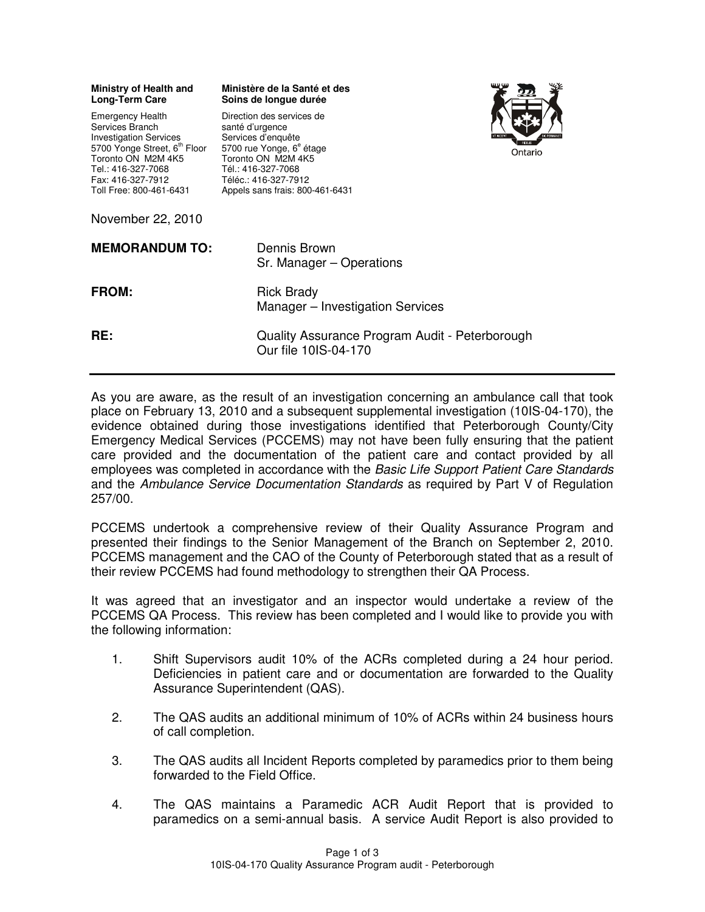**Ministry of Health and Long-Term Care**

Emergency Health Services Branch
Investigation Services
5700 Yonge Street, 6th Floor
Toronto ON M2M 4K5
Tel.: 416-327-7068
Fax: 416-327-7912
Toll Free: 800-461-6431

**Ministère de la Santé et des Soins de longue durée**

Direction des services de santé d'urgence
Services d'enquête
5700 rue Yonge, 6e étage
Toronto ON M2M 4K5
Tél.: 416-327-7068
Téléc.: 416-327-7912
Appels sans frais: 800-461-6431

Ontario

November 22, 2010

| | |
|---|---|
| **MEMORANDUM TO:** | Dennis Brown<br>Sr. Manager – Operations |
| **FROM:** | Rick Brady<br>Manager – Investigation Services |
| **RE:** | Quality Assurance Program Audit - Peterborough<br>Our file 10IS-04-170 |

---

As you are aware, as the result of an investigation concerning an ambulance call that took place on February 13, 2010 and a subsequent supplemental investigation (10IS-04-170), the evidence obtained during those investigations identified that Peterborough County/City Emergency Medical Services (PCCEMS) may not have been fully ensuring that the patient care provided and the documentation of the patient care and contact provided by all employees was completed in accordance with the *Basic Life Support Patient Care Standards* and the *Ambulance Service Documentation Standards* as required by Part V of Regulation 257/00.

PCCEMS undertook a comprehensive review of their Quality Assurance Program and presented their findings to the Senior Management of the Branch on September 2, 2010. PCCEMS management and the CAO of the County of Peterborough stated that as a result of their review PCCEMS had found methodology to strengthen their QA Process.

It was agreed that an investigator and an inspector would undertake a review of the PCCEMS QA Process. This review has been completed and I would like to provide you with the following information:

1. Shift Supervisors audit 10% of the ACRs completed during a 24 hour period. Deficiencies in patient care and or documentation are forwarded to the Quality Assurance Superintendent (QAS).

2. The QAS audits an additional minimum of 10% of ACRs within 24 business hours of call completion.

3. The QAS audits all Incident Reports completed by paramedics prior to them being forwarded to the Field Office.

4. The QAS maintains a Paramedic ACR Audit Report that is provided to paramedics on a semi-annual basis. A service Audit Report is also provided to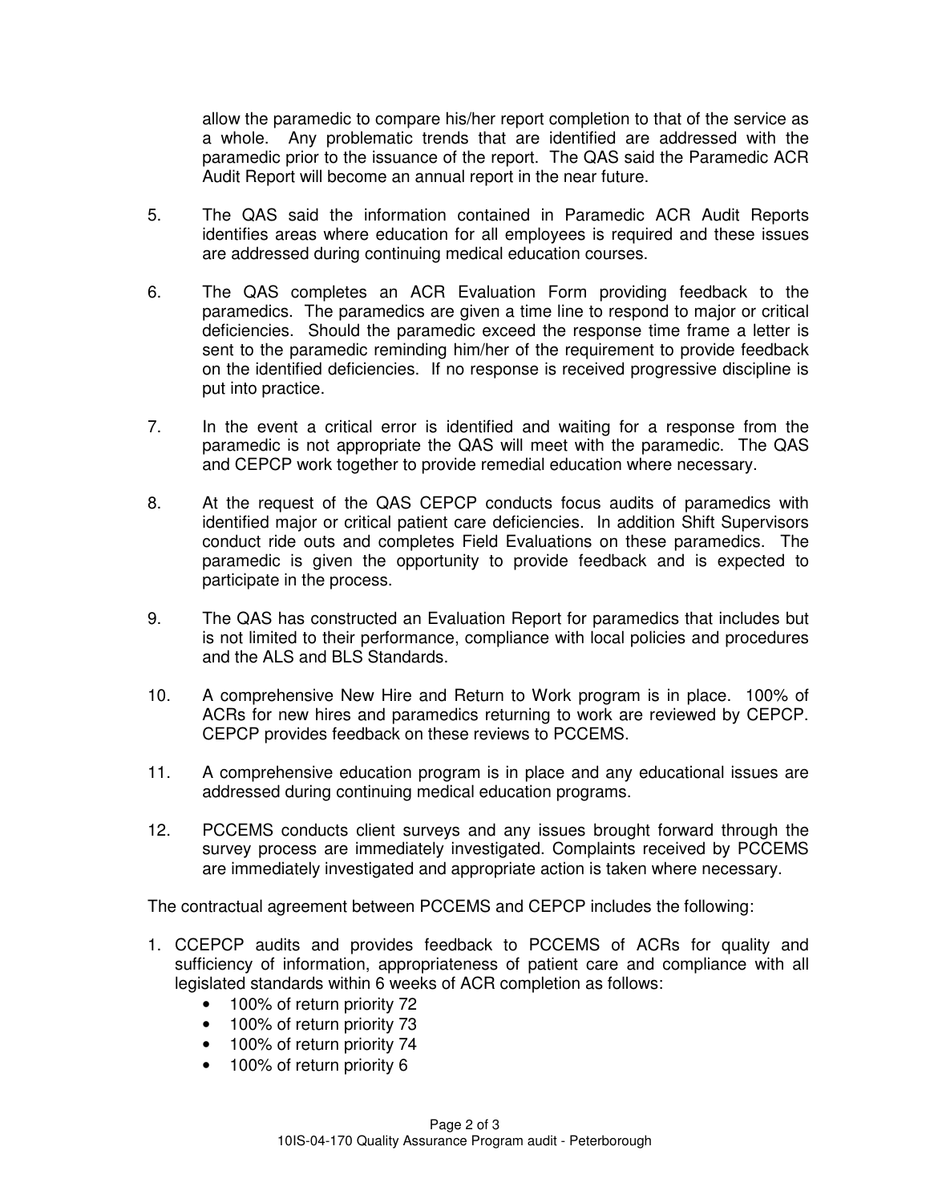allow the paramedic to compare his/her report completion to that of the service as a whole. Any problematic trends that are identified are addressed with the paramedic prior to the issuance of the report. The QAS said the Paramedic ACR Audit Report will become an annual report in the near future.

5. The QAS said the information contained in Paramedic ACR Audit Reports identifies areas where education for all employees is required and these issues are addressed during continuing medical education courses.

6. The QAS completes an ACR Evaluation Form providing feedback to the paramedics. The paramedics are given a time line to respond to major or critical deficiencies. Should the paramedic exceed the response time frame a letter is sent to the paramedic reminding him/her of the requirement to provide feedback on the identified deficiencies. If no response is received progressive discipline is put into practice.

7. In the event a critical error is identified and waiting for a response from the paramedic is not appropriate the QAS will meet with the paramedic. The QAS and CEPCP work together to provide remedial education where necessary.

8. At the request of the QAS CEPCP conducts focus audits of paramedics with identified major or critical patient care deficiencies. In addition Shift Supervisors conduct ride outs and completes Field Evaluations on these paramedics. The paramedic is given the opportunity to provide feedback and is expected to participate in the process.

9. The QAS has constructed an Evaluation Report for paramedics that includes but is not limited to their performance, compliance with local policies and procedures and the ALS and BLS Standards.

10. A comprehensive New Hire and Return to Work program is in place. 100% of ACRs for new hires and paramedics returning to work are reviewed by CEPCP. CEPCP provides feedback on these reviews to PCCEMS.

11. A comprehensive education program is in place and any educational issues are addressed during continuing medical education programs.

12. PCCEMS conducts client surveys and any issues brought forward through the survey process are immediately investigated. Complaints received by PCCEMS are immediately investigated and appropriate action is taken where necessary.

The contractual agreement between PCCEMS and CEPCP includes the following:

1. CCEPCP audits and provides feedback to PCCEMS of ACRs for quality and sufficiency of information, appropriateness of patient care and compliance with all legislated standards within 6 weeks of ACR completion as follows:
   - 100% of return priority 72
   - 100% of return priority 73
   - 100% of return priority 74
   - 100% of return priority 6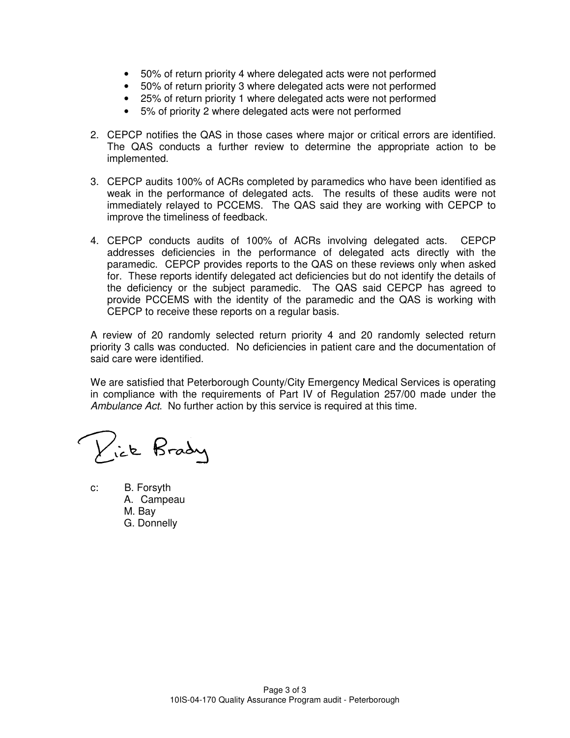- 50% of return priority 4 where delegated acts were not performed
- 50% of return priority 3 where delegated acts were not performed
- 25% of return priority 1 where delegated acts were not performed
- 5% of priority 2 where delegated acts were not performed

2. CEPCP notifies the QAS in those cases where major or critical errors are identified. The QAS conducts a further review to determine the appropriate action to be implemented.

3. CEPCP audits 100% of ACRs completed by paramedics who have been identified as weak in the performance of delegated acts. The results of these audits were not immediately relayed to PCCEMS. The QAS said they are working with CEPCP to improve the timeliness of feedback.

4. CEPCP conducts audits of 100% of ACRs involving delegated acts. CEPCP addresses deficiencies in the performance of delegated acts directly with the paramedic. CEPCP provides reports to the QAS on these reviews only when asked for. These reports identify delegated act deficiencies but do not identify the details of the deficiency or the subject paramedic. The QAS said CEPCP has agreed to provide PCCEMS with the identity of the paramedic and the QAS is working with CEPCP to receive these reports on a regular basis.

A review of 20 randomly selected return priority 4 and 20 randomly selected return priority 3 calls was conducted. No deficiencies in patient care and the documentation of said care were identified.

We are satisfied that Peterborough County/City Emergency Medical Services is operating in compliance with the requirements of Part IV of Regulation 257/00 made under the *Ambulance Act*. No further action by this service is required at this time.

Rick Brady

c: B. Forsyth
A. Campeau
M. Bay
G. Donnelly